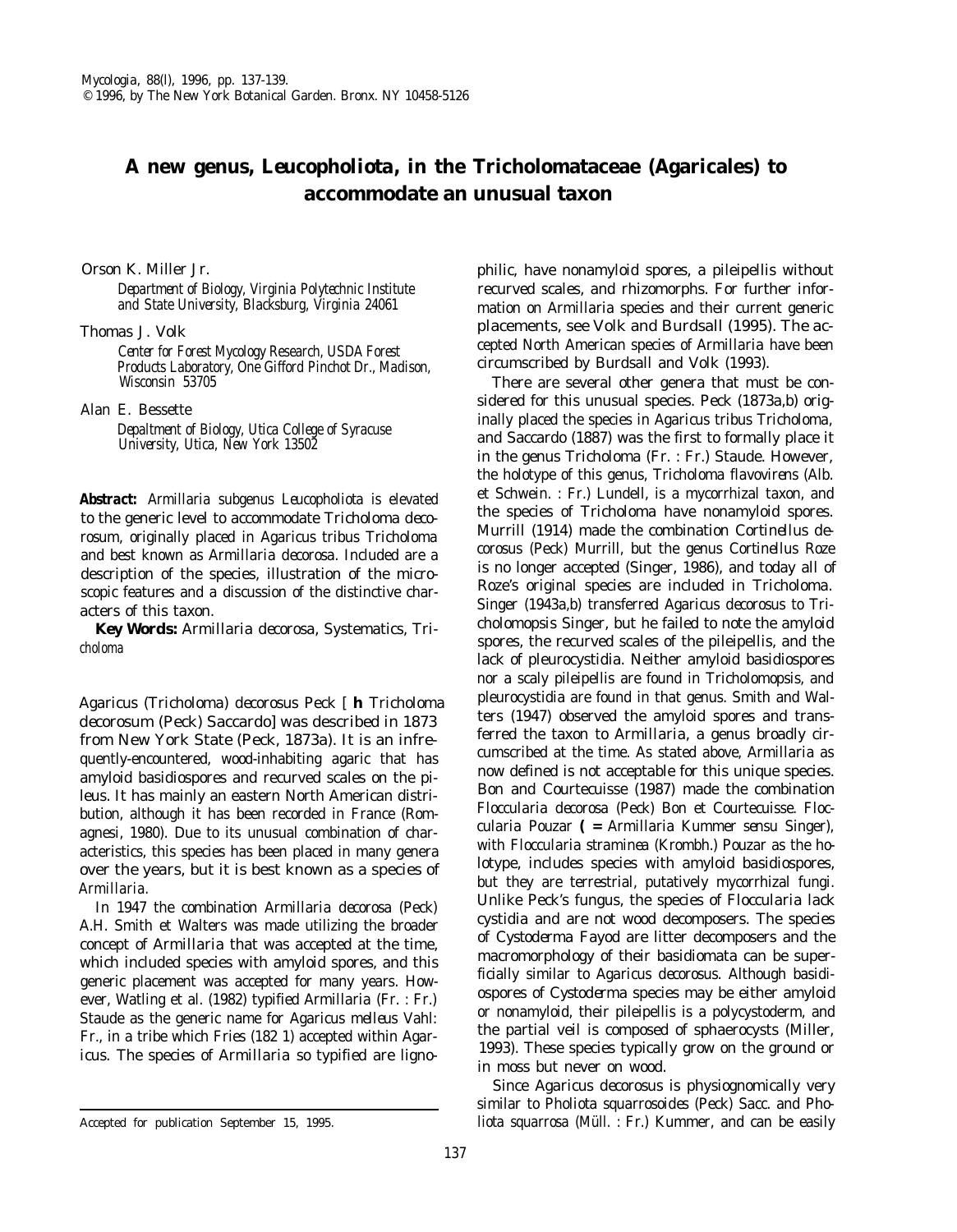# A new genus, *Leucopholiota*, in the Tricholomataceae (Agaricales) to accommodate an unusual taxon

Orson K. Miller Jr.

*Department of Biology, Virginia Polytechnic Institute and State University, Blacksburg, Virginia 24061*

Thomas J. Volk

*Center for Forest Mycology Research, USDA Forest Products Laboratory, One Gifford Pinchot Dr., Madison, Wisconsin 53705*

Alan E. Bessette

*Depaltment of Biology, Utica College of Syracuse University, Utica, New York 13502*

***Abstract:*** *Armillaria* subgenus *Leucopholiota* is elevated to the generic level to accommodate *Tricholoma decorosum*, originally placed in *Agaricus* tribus *Tricholoma* and best known as *Armillaria decorosa*. Included are a description of the species, illustration of the microscopic features and a discussion of the distinctive characters of this taxon.

***Key Words:*** *Armillaria decorosa*, Systematics, *Tricholoma*

*Agaricus* (*Tricholoma*) *decorosus* Peck [ **h** *Tricholoma decorosum* (Peck) Saccardo] was described in 1873 from New York State (Peck, 1873a). It is an infrequently-encountered, wood-inhabiting agaric that has amyloid basidiospores and recurved scales on the pileus. It has mainly an eastern North American distribution, although it has been recorded in France (Romagnesi, 1980). Due to its unusual combination of characteristics, this species has been placed in many genera over the years, but it is best known as a species of *Armillaria*.

In 1947 the combination *Armillaria decorosa* (Peck) A.H. Smith et Walters was made utilizing the broader concept of *Armillaria* that was accepted at the time, which included species with amyloid spores, and this generic placement was accepted for many years. However, Watling et al. (1982) typified *Armillaria* (Fr. : Fr.) Staude as the generic name for *Agaricus melleus* Vahl: Fr., in a tribe which Fries (182 1) accepted within *Agaricus*. The species of *Armillaria* so typified are lignophilic, have nonamyloid spores, a pileipellis without recurved scales, and rhizomorphs. For further information on *Armillaria* species and their current generic placements, see Volk and Burdsall (1995). The accepted North American species of *Armillaria* have been circumscribed by Burdsall and Volk (1993).

There are several other genera that must be considered for this unusual species. Peck (1873a,b) originally placed the species in *Agaricus* tribus *Tricholoma*, and Saccardo (1887) was the first to formally place it in the genus *Tricholoma* (Fr. : Fr.) Staude. However, the holotype of this genus, *Tricholoma flavovirens* (Alb. et Schwein. : Fr.) Lundell, is a mycorrhizal taxon, and the species of *Tricholoma* have nonamyloid spores. Murrill (1914) made the combination *Cortinellus decorosus* (Peck) Murrill, but the genus *Cortinellus* Roze is no longer accepted (Singer, 1986), and today all of Roze's original species are included in *Tricholoma*. Singer (1943a,b) transferred *Agaricus decorosus* to *Tricholomopsis* Singer, but he failed to note the amyloid spores, the recurved scales of the pileipellis, and the lack of pleurocystidia. Neither amyloid basidiospores nor a scaly pileipellis are found in *Tricholomopsis*, and pleurocystidia are found in that genus. Smith and Walters (1947) observed the amyloid spores and transferred the taxon to *Armillaria*, a genus broadly circumscribed at the time. As stated above, *Armillaria* as now defined is not acceptable for this unique species. Bon and Courtecuisse (1987) made the combination *Floccularia decorosa* (Peck) Bon et Courtecuisse. *Floccularia* Pouzar **( =** *Armillaria* Kummer *sensu* Singer), with *Floccularia straminea* (Krombh.) Pouzar as the holotype, includes species with amyloid basidiospores, but they are terrestrial, putatively mycorrhizal fungi. Unlike Peck's fungus, the species of *Floccularia* lack cystidia and are not wood decomposers. The species of *Cystoderma* Fayod are litter decomposers and the macromorphology of their basidiomata can be superficially similar to *Agaricus decorosus*. Although basidiospores of *Cystoderma* species may be either amyloid or nonamyloid, their pileipellis is a polycystoderm, and the partial veil is composed of sphaerocysts (Miller, 1993). These species typically grow on the ground or in moss but never on wood.

Since *Agaricus decorosus* is physiognomically very similar to *Pholiota squarrosoides* (Peck) Sacc. and *Pholiota squarrosa* (Müll. : Fr.) Kummer, and can be easily

Accepted for publication September 15, 1995.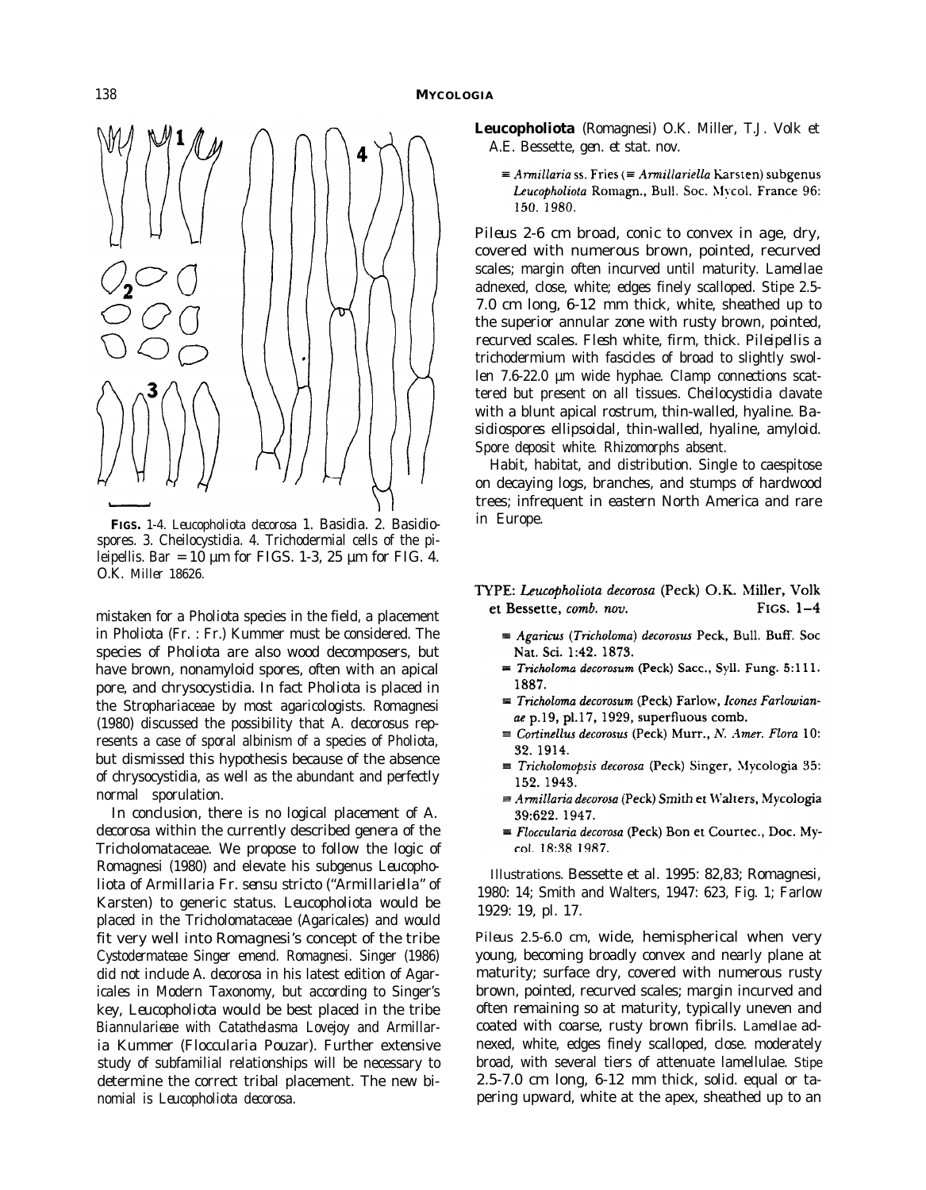FIGS. 1-4. *Leucopholiota decorosa* 1. Basidia. 2. Basidiospores. 3. Cheilocystidia. 4. Trichodermial cells of the pileipellis. Bar = 10 µm for FIGS. 1-3, 25 µm for FIG. 4. O.K. Miller 18626.

mistaken for a Pholiota species in the field, a placement in *Pholiota* (Fr. : Fr.) Kummer must be considered. The species of *Pholiota* are also wood decomposers, but have brown, nonamyloid spores, often with an apical pore, and chrysocystidia. In fact *Pholiota* is placed in the Strophariaceae by most agaricologists. Romagnesi (1980) discussed the possibility that *A. decorosus* represents a case of sporal albinism of a species of *Pholiota*, but dismissed this hypothesis because of the absence of chrysocystidia, as well as the abundant and perfectly normal sporulation.

In conclusion, there is no logical placement of *A. decorosa* within the currently described genera of the Tricholomataceae. We propose to follow the logic of Romagnesi (1980) and elevate his subgenus *Leucopholiota* of *Armillaria* Fr. *sensu stricto* ("*Armillariella*" of Karsten) to generic status. *Leucopholiota* would be placed in the Tricholomataceae (Agaricales) and would fit very well into Romagnesi's concept of the tribe Cystodermateae Singer emend. Romagnesi. Singer (1986) did not include *A. decorosa* in his latest edition of *Agaricales in Modern Taxonomy*, but according to Singer's key, *Leucopholiota* would be best placed in the tribe Biannularieae with *Catathelasma* Lovejoy and *Armillaria* Kummer (*Floccularia* Pouzar). Further extensive study of subfamilial relationships will be necessary to determine the correct tribal placement. The new binomial is *Leucopholiota decorosa*.

**Leucopholiota** (Romagnesi) O.K. Miller, T.J. Volk et A.E. Bessette, *gen. et stat. nov.*

> ≡ *Armillaria* ss. Fries (≡ *Armillariella* Karsten) subgenus *Leucopholiota* Romagn., Bull. Soc. Mycol. France 96: 150. 1980.

Pileus 2-6 cm broad, conic to convex in age, dry, covered with numerous brown, pointed, recurved scales; margin often incurved until maturity. Lamellae adnexed, close, white; edges finely scalloped. Stipe 2.5-7.0 cm long, 6-12 mm thick, white, sheathed up to the superior annular zone with rusty brown, pointed, recurved scales. Flesh white, firm, thick. Pileipellis a trichodermium with fascicles of broad to slightly swollen 7.6-22.0 µm wide hyphae. Clamp connections scattered but present on all tissues. Cheilocystidia clavate with a blunt apical rostrum, thin-walled, hyaline. Basidiospores ellipsoidal, thin-walled, hyaline, amyloid. Spore deposit white. Rhizomorphs absent.

*Habit, habitat, and distribution.* Single to caespitose on decaying logs, branches, and stumps of hardwood trees; infrequent in eastern North America and rare in Europe.

TYPE: *Leucopholiota decorosa* (Peck) O.K. Miller, Volk et Bessette, *comb. nov.* FIGS. 1–4

> ≡ *Agaricus* (*Tricholoma*) *decorosus* Peck, Bull. Buff. Soc Nat. Sci. 1:42. 1873.
>
> ≡ *Tricholoma decorosum* (Peck) Sacc., Syll. Fung. 5:111. 1887.
>
> ≡ *Tricholoma decorosum* (Peck) Farlow, *Icones Farlowianae* p.19, pl.17, 1929, superfluous comb.
>
> ≡ *Cortinellus decorosus* (Peck) Murr., *N. Amer. Flora* 10: 32. 1914.
>
> ≡ *Tricholomopsis decorosa* (Peck) Singer, Mycologia 35: 152. 1943.
>
> ≡ *Armillaria decorosa* (Peck) Smith et Walters, Mycologia 39:622. 1947.
>
> ≡ *Floccularia decorosa* (Peck) Bon et Courtec., Doc. Mycol. 18:38 1987.

*Illustrations.* Bessette et al. 1995: 82,83; Romagnesi, 1980: 14; Smith and Walters, 1947: 623, Fig. 1; Farlow 1929: 19, pl. 17.

Pileus 2.5-6.0 cm, wide, hemispherical when very young, becoming broadly convex and nearly plane at maturity; surface dry, covered with numerous rusty brown, pointed, recurved scales; margin incurved and often remaining so at maturity, typically uneven and coated with coarse, rusty brown fibrils. Lamellae adnexed, white, edges finely scalloped, close. moderately broad, with several tiers of attenuate lamellulae. Stipe 2.5-7.0 cm long, 6-12 mm thick, solid. equal or tapering upward, white at the apex, sheathed up to an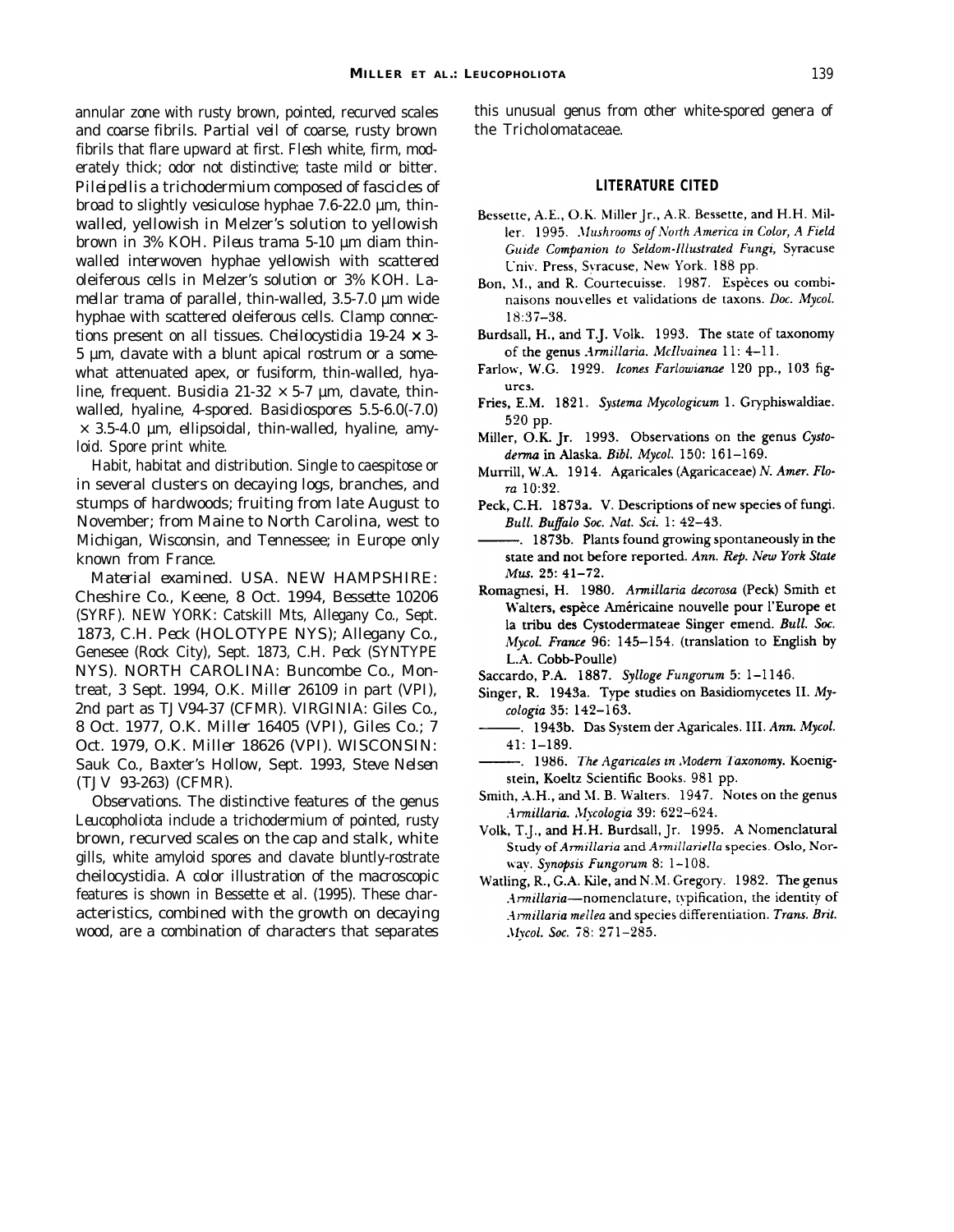annular zone with rusty brown, pointed, recurved scales and coarse fibrils. Partial veil of coarse, rusty brown fibrils that flare upward at first. Flesh white, firm, moderately thick; odor not distinctive; taste mild or bitter. Pileipellis a trichodermium composed of fascicles of broad to slightly vesiculose hyphae 7.6-22.0 µm, thin-walled, yellowish in Melzer's solution to yellowish brown in 3% KOH. Pileus trama 5-10 µm diam thin-walled interwoven hyphae yellowish with scattered oleiferous cells in Melzer's solution or 3% KOH. Lamellar trama of parallel, thin-walled, 3.5-7.0 µm wide hyphae with scattered oleiferous cells. Clamp connections present on all tissues. Cheilocystidia 19-24 × 3-5 µm, clavate with a blunt apical rostrum or a somewhat attenuated apex, or fusiform, thin-walled, hyaline, frequent. Basidia 21-32 × 5-7 µm, clavate, thin-walled, hyaline, 4-spored. Basidiospores 5.5-6.0(-7.0) × 3.5-4.0 µm, ellipsoidal, thin-walled, hyaline, amyloid. Spore print white.

*Habit, habitat and distribution.* Single to caespitose or in several clusters on decaying logs, branches, and stumps of hardwoods; fruiting from late August to November; from Maine to North Carolina, west to Michigan, Wisconsin, and Tennessee; in Europe only known from France.

*Material examined.* USA. NEW HAMPSHIRE: Cheshire Co., Keene, 8 Oct. 1994, *Bessette 10206* (SYRF). NEW YORK: Catskill Mts, Allegany Co., Sept. 1873, C.H. Peck (HOLOTYPE NYS); Allegany Co., Genesee (Rock City), Sept. 1873, C.H. Peck (SYNTYPE NYS). NORTH CAROLINA: Buncombe Co., Montreat, 3 Sept. 1994, *O.K. Miller 26109* in part (VPI), 2nd part as TJV94-37 (CFMR). VIRGINIA: Giles Co., 8 Oct. 1977, *O.K. Miller 16405* (VPI), Giles Co.; 7 Oct. 1979, *O.K. Miller 18626* (VPI). WISCONSIN: Sauk Co., Baxter's Hollow, Sept. 1993, *Steve Nelsen* (TJV 93-263) (CFMR).

*Observations.* The distinctive features of the genus *Leucopholiota* include a trichodermium of pointed, rusty brown, recurved scales on the cap and stalk, white gills, white amyloid spores and clavate bluntly-rostrate cheilocystidia. A color illustration of the macroscopic features is shown in Bessette et al. (1995). These characteristics, combined with the growth on decaying wood, are a combination of characters that separates this unusual genus from other white-spored genera of the Tricholomataceae.

## LITERATURE CITED

Bessette, A.E., O.K. Miller Jr., A.R. Bessette, and H.H. Miller. 1995. *Mushrooms of North America in Color, A Field Guide Companion to Seldom-Illustrated Fungi,* Syracuse Univ. Press, Syracuse, New York. 188 pp.

Bon, M., and R. Courtecuisse. 1987. Espèces ou combinaisons nouvelles et validations de taxons. *Doc. Mycol.* 18:37–38.

Burdsall, H., and T.J. Volk. 1993. The state of taxonomy of the genus *Armillaria. McIlvainea* 11: 4–11.

Farlow, W.G. 1929. *Icones Farlowianae* 120 pp., 103 figures.

Fries, E.M. 1821. *Systema Mycologicum* 1. Gryphiswaldiae. 520 pp.

Miller, O.K. Jr. 1993. Observations on the genus *Cystoderma* in Alaska. *Bibl. Mycol.* 150: 161–169.

Murrill, W.A. 1914. Agaricales (Agaricaceae) *N. Amer. Flora* 10:32.

Peck, C.H. 1873a. V. Descriptions of new species of fungi. *Bull. Buffalo Soc. Nat. Sci.* 1: 42–43.

———. 1873b. Plants found growing spontaneously in the state and not before reported. *Ann. Rep. New York State Mus.* 25: 41–72.

Romagnesi, H. 1980. *Armillaria decorosa* (Peck) Smith et Walters, espèce Américaine nouvelle pour l'Europe et la tribu des Cystodermateae Singer emend. *Bull. Soc. Mycol. France* 96: 145–154. (translation to English by L.A. Cobb-Poulle)

Saccardo, P.A. 1887. *Sylloge Fungorum* 5: 1–1146.

Singer, R. 1943a. Type studies on Basidiomycetes II. *Mycologia* 35: 142–163.

———. 1943b. Das System der Agaricales. III. *Ann. Mycol.* 41: 1–189.

———. 1986. *The Agaricales in Modern Taxonomy.* Koenigstein, Koeltz Scientific Books. 981 pp.

Smith, A.H., and M. B. Walters. 1947. Notes on the genus *Armillaria. Mycologia* 39: 622–624.

Volk, T.J., and H.H. Burdsall, Jr. 1995. A Nomenclatural Study of *Armillaria* and *Armillariella* species. Oslo, Norway. *Synopsis Fungorum* 8: 1–108.

Watling, R., G.A. Kile, and N.M. Gregory. 1982. The genus *Armillaria*—nomenclature, typification, the identity of *Armillaria mellea* and species differentiation. *Trans. Brit. Mycol. Soc.* 78: 271–285.